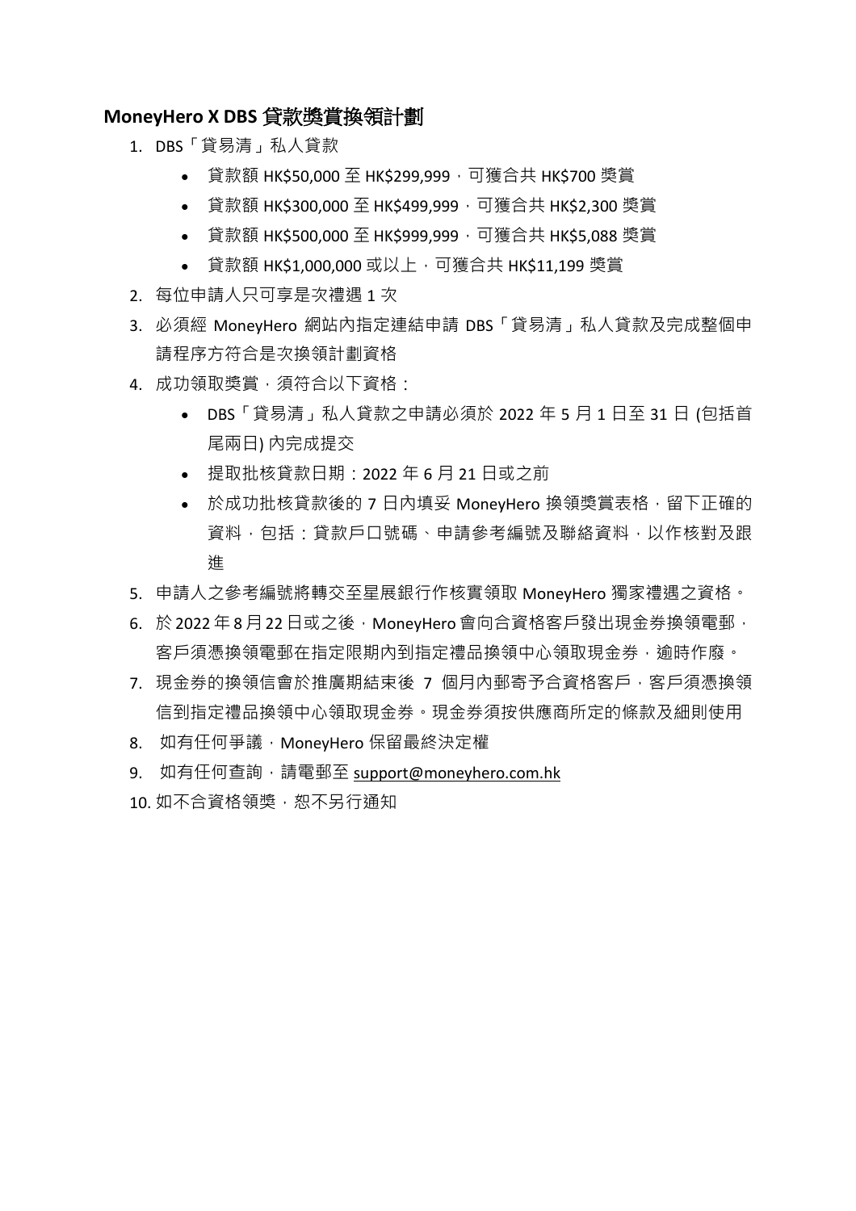## MoneyHero X DBS 貸款獎賞換領計劃

1. DBS「貸易清」私人貸款
   - 貸款額 HK$50,000 至 HK$299,999，可獲合共 HK$700 獎賞
   - 貸款額 HK$300,000 至 HK$499,999，可獲合共 HK$2,300 獎賞
   - 貸款額 HK$500,000 至 HK$999,999，可獲合共 HK$5,088 獎賞
   - 貸款額 HK$1,000,000 或以上，可獲合共 HK$11,199 獎賞
2. 每位申請人只可享是次禮遇 1 次
3. 必須經 MoneyHero 網站內指定連結申請 DBS「貸易清」私人貸款及完成整個申請程序方符合是次換領計劃資格
4. 成功領取獎賞，須符合以下資格：
   - DBS「貸易清」私人貸款之申請必須於 2022 年 5 月 1 日至 31 日 (包括首尾兩日) 內完成提交
   - 提取批核貸款日期：2022 年 6 月 21 日或之前
   - 於成功批核貸款後的 7 日內填妥 MoneyHero 換領獎賞表格，留下正確的資料，包括：貸款戶口號碼、申請參考編號及聯絡資料，以作核對及跟進
5. 申請人之參考編號將轉交至星展銀行作核實領取 MoneyHero 獨家禮遇之資格。
6. 於 2022 年 8 月 22 日或之後，MoneyHero 會向合資格客戶發出現金券換領電郵，客戶須憑換領電郵在指定限期內到指定禮品換領中心領取現金券，逾時作廢。
7. 現金券的換領信會於推廣期結束後 7 個月內郵寄予合資格客戶，客戶須憑換領信到指定禮品換領中心領取現金券。現金券須按供應商所定的條款及細則使用
8. 如有任何爭議，MoneyHero 保留最終決定權
9. 如有任何查詢，請電郵至 support@moneyhero.com.hk
10. 如不合資格領獎，恕不另行通知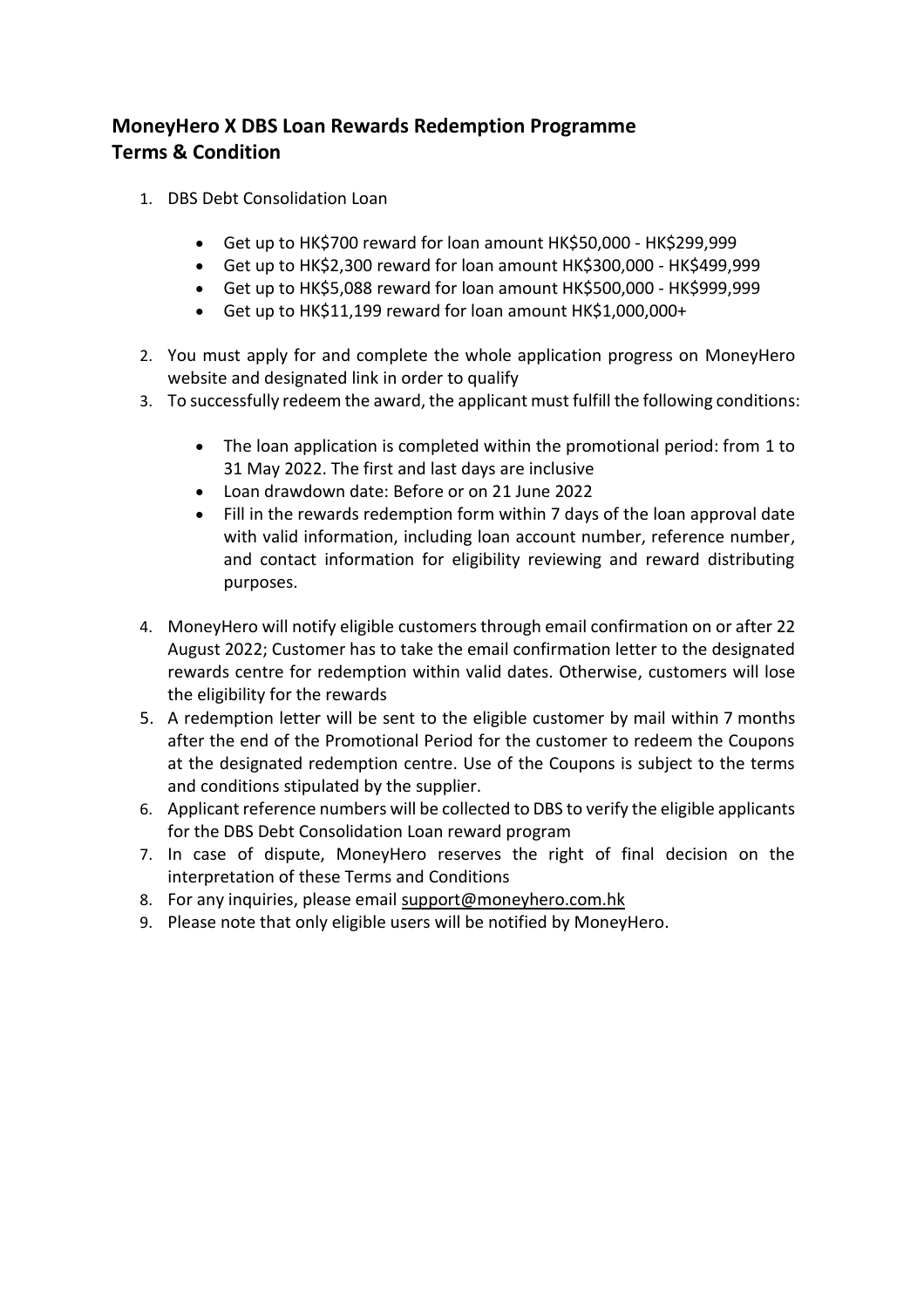## MoneyHero X DBS Loan Rewards Redemption Programme
## Terms & Condition

1. DBS Debt Consolidation Loan

    - Get up to HK$700 reward for loan amount HK$50,000 - HK$299,999
    - Get up to HK$2,300 reward for loan amount HK$300,000 - HK$499,999
    - Get up to HK$5,088 reward for loan amount HK$500,000 - HK$999,999
    - Get up to HK$11,199 reward for loan amount HK$1,000,000+

2. You must apply for and complete the whole application progress on MoneyHero website and designated link in order to qualify
3. To successfully redeem the award, the applicant must fulfill the following conditions:

    - The loan application is completed within the promotional period: from 1 to 31 May 2022. The first and last days are inclusive
    - Loan drawdown date: Before or on 21 June 2022
    - Fill in the rewards redemption form within 7 days of the loan approval date with valid information, including loan account number, reference number, and contact information for eligibility reviewing and reward distributing purposes.

4. MoneyHero will notify eligible customers through email confirmation on or after 22 August 2022; Customer has to take the email confirmation letter to the designated rewards centre for redemption within valid dates. Otherwise, customers will lose the eligibility for the rewards
5. A redemption letter will be sent to the eligible customer by mail within 7 months after the end of the Promotional Period for the customer to redeem the Coupons at the designated redemption centre. Use of the Coupons is subject to the terms and conditions stipulated by the supplier.
6. Applicant reference numbers will be collected to DBS to verify the eligible applicants for the DBS Debt Consolidation Loan reward program
7. In case of dispute, MoneyHero reserves the right of final decision on the interpretation of these Terms and Conditions
8. For any inquiries, please email support@moneyhero.com.hk
9. Please note that only eligible users will be notified by MoneyHero.